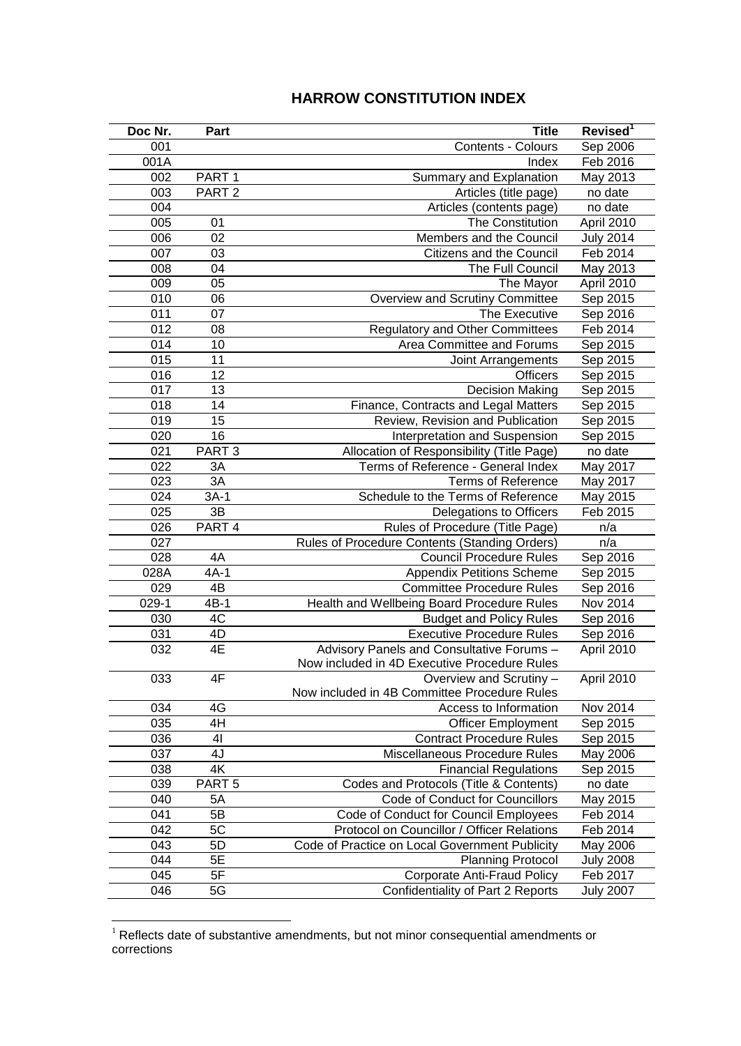# HARROW CONSTITUTION INDEX

| Doc Nr. | Part | Title | Revised[1] |
|---|---|---|---|
| 001 | | Contents - Colours | Sep 2006 |
| 001A | | Index | Feb 2016 |
| 002 | PART 1 | Summary and Explanation | May 2013 |
| 003 | PART 2 | Articles (title page) | no date |
| 004 | | Articles (contents page) | no date |
| 005 | 01 | The Constitution | April 2010 |
| 006 | 02 | Members and the Council | July 2014 |
| 007 | 03 | Citizens and the Council | Feb 2014 |
| 008 | 04 | The Full Council | May 2013 |
| 009 | 05 | The Mayor | April 2010 |
| 010 | 06 | Overview and Scrutiny Committee | Sep 2015 |
| 011 | 07 | The Executive | Sep 2016 |
| 012 | 08 | Regulatory and Other Committees | Feb 2014 |
| 014 | 10 | Area Committee and Forums | Sep 2015 |
| 015 | 11 | Joint Arrangements | Sep 2015 |
| 016 | 12 | Officers | Sep 2015 |
| 017 | 13 | Decision Making | Sep 2015 |
| 018 | 14 | Finance, Contracts and Legal Matters | Sep 2015 |
| 019 | 15 | Review, Revision and Publication | Sep 2015 |
| 020 | 16 | Interpretation and Suspension | Sep 2015 |
| 021 | PART 3 | Allocation of Responsibility (Title Page) | no date |
| 022 | 3A | Terms of Reference - General Index | May 2017 |
| 023 | 3A | Terms of Reference | May 2017 |
| 024 | 3A-1 | Schedule to the Terms of Reference | May 2015 |
| 025 | 3B | Delegations to Officers | Feb 2015 |
| 026 | PART 4 | Rules of Procedure (Title Page) | n/a |
| 027 | | Rules of Procedure Contents (Standing Orders) | n/a |
| 028 | 4A | Council Procedure Rules | Sep 2016 |
| 028A | 4A-1 | Appendix Petitions Scheme | Sep 2015 |
| 029 | 4B | Committee Procedure Rules | Sep 2016 |
| 029-1 | 4B-1 | Health and Wellbeing Board Procedure Rules | Nov 2014 |
| 030 | 4C | Budget and Policy Rules | Sep 2016 |
| 031 | 4D | Executive Procedure Rules | Sep 2016 |
| 032 | 4E | Advisory Panels and Consultative Forums – Now included in 4D Executive Procedure Rules | April 2010 |
| 033 | 4F | Overview and Scrutiny – Now included in 4B Committee Procedure Rules | April 2010 |
| 034 | 4G | Access to Information | Nov 2014 |
| 035 | 4H | Officer Employment | Sep 2015 |
| 036 | 4I | Contract Procedure Rules | Sep 2015 |
| 037 | 4J | Miscellaneous Procedure Rules | May 2006 |
| 038 | 4K | Financial Regulations | Sep 2015 |
| 039 | PART 5 | Codes and Protocols (Title & Contents) | no date |
| 040 | 5A | Code of Conduct for Councillors | May 2015 |
| 041 | 5B | Code of Conduct for Council Employees | Feb 2014 |
| 042 | 5C | Protocol on Councillor / Officer Relations | Feb 2014 |
| 043 | 5D | Code of Practice on Local Government Publicity | May 2006 |
| 044 | 5E | Planning Protocol | July 2008 |
| 045 | 5F | Corporate Anti-Fraud Policy | Feb 2017 |
| 046 | 5G | Confidentiality of Part 2 Reports | July 2007 |

[1] Reflects date of substantive amendments, but not minor consequential amendments or corrections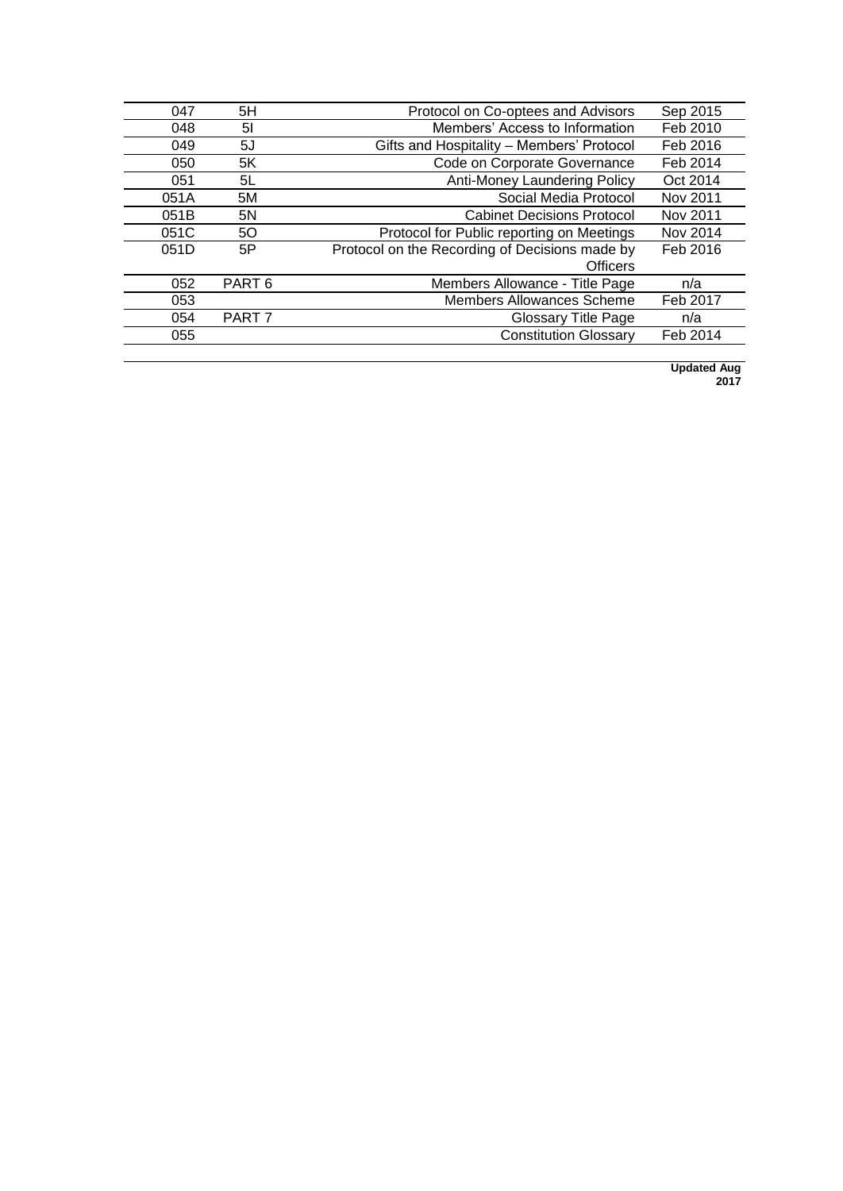| | | | |
|---|---|---|---|
| 047 | 5H | Protocol on Co-optees and Advisors | Sep 2015 |
| 048 | 5I | Members' Access to Information | Feb 2010 |
| 049 | 5J | Gifts and Hospitality – Members' Protocol | Feb 2016 |
| 050 | 5K | Code on Corporate Governance | Feb 2014 |
| 051 | 5L | Anti-Money Laundering Policy | Oct 2014 |
| 051A | 5M | Social Media Protocol | Nov 2011 |
| 051B | 5N | Cabinet Decisions Protocol | Nov 2011 |
| 051C | 5O | Protocol for Public reporting on Meetings | Nov 2014 |
| 051D | 5P | Protocol on the Recording of Decisions made by Officers | Feb 2016 |
| 052 | PART 6 | Members Allowance - Title Page | n/a |
| 053 | | Members Allowances Scheme | Feb 2017 |
| 054 | PART 7 | Glossary Title Page | n/a |
| 055 | | Constitution Glossary | Feb 2014 |

**Updated Aug 2017**